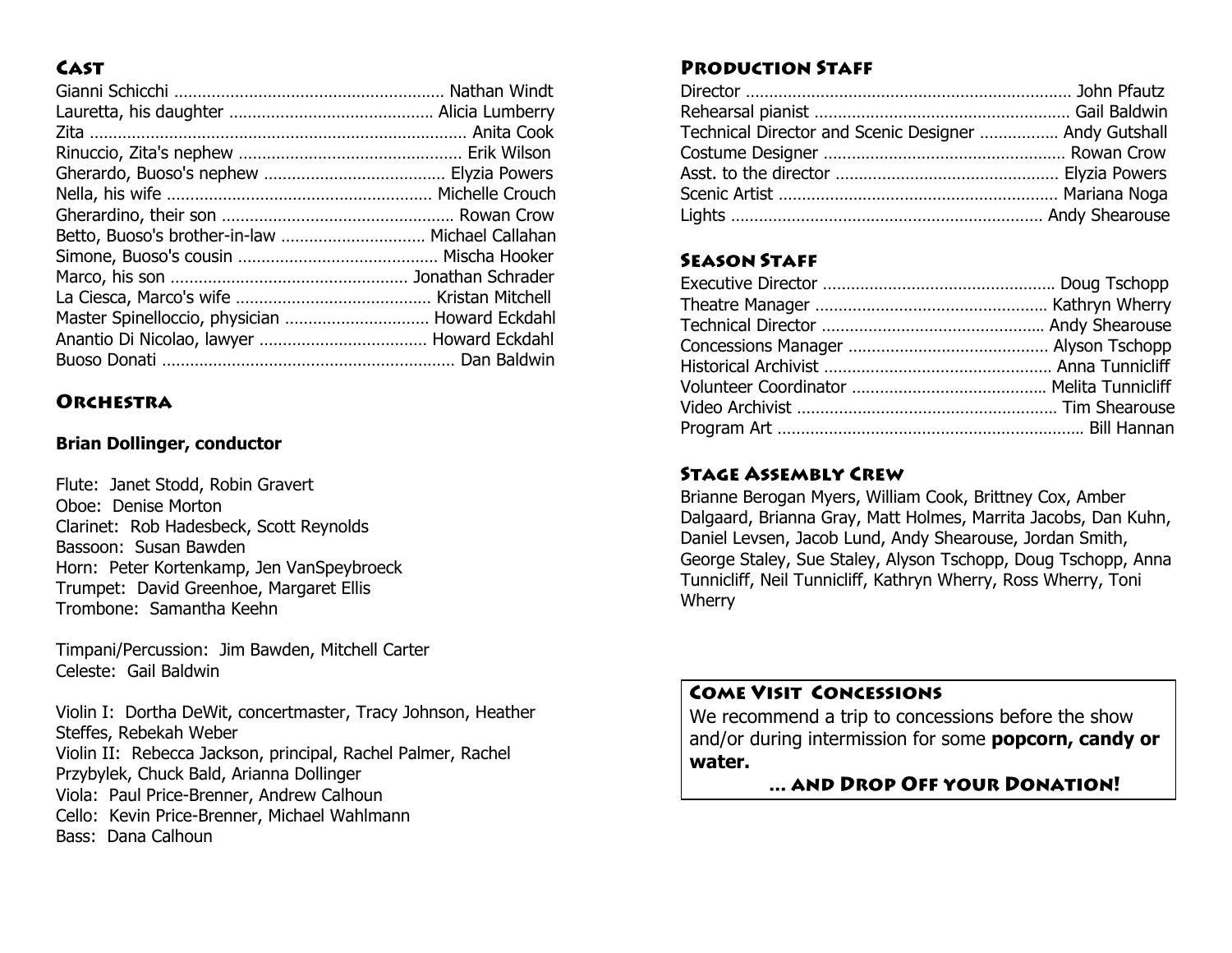## Cast

Gianni Schicchi ........................................................ Nathan Windt
Lauretta, his daughter .......................................... Alicia Lumberry
Zita ................................................................................ Anita Cook
Rinuccio, Zita's nephew ............................................... Erik Wilson
Gherardo, Buoso's nephew ...................................... Elyzia Powers
Nella, his wife ....................................................... Michelle Crouch
Gherardino, their son ................................................. Rowan Crow
Betto, Buoso's brother-in-law .............................. Michael Callahan
Simone, Buoso's cousin .......................................... Mischa Hooker
Marco, his son .................................................. Jonathan Schrader
La Ciesca, Marco's wife ......................................... Kristan Mitchell
Master Spinelloccio, physician .............................. Howard Eckdahl
Anantio Di Nicolao, lawyer ................................... Howard Eckdahl
Buoso Donati .............................................................. Dan Baldwin

## Orchestra

**Brian Dollinger, conductor**

Flute: Janet Stodd, Robin Gravert
Oboe: Denise Morton
Clarinet: Rob Hadesbeck, Scott Reynolds
Bassoon: Susan Bawden
Horn: Peter Kortenkamp, Jen VanSpeybroeck
Trumpet: David Greenhoe, Margaret Ellis
Trombone: Samantha Keehn

Timpani/Percussion: Jim Bawden, Mitchell Carter
Celeste: Gail Baldwin

Violin I: Dortha DeWit, concertmaster, Tracy Johnson, Heather Steffes, Rebekah Weber
Violin II: Rebecca Jackson, principal, Rachel Palmer, Rachel Przybylek, Chuck Bald, Arianna Dollinger
Viola: Paul Price-Brenner, Andrew Calhoun
Cello: Kevin Price-Brenner, Michael Wahlmann
Bass: Dana Calhoun

## Production Staff

Director ..................................................................... John Pfautz
Rehearsal pianist ...................................................... Gail Baldwin
Technical Director and Scenic Designer ................. Andy Gutshall
Costume Designer ................................................... Rowan Crow
Asst. to the director ............................................... Elyzia Powers
Scenic Artist ........................................................... Mariana Noga
Lights .................................................................. Andy Shearouse

## Season Staff

Executive Director ................................................. Doug Tschopp
Theatre Manager ................................................. Kathryn Wherry
Technical Director ............................................... Andy Shearouse
Concessions Manager ........................................... Alyson Tschopp
Historical Archivist ................................................. Anna Tunnicliff
Volunteer Coordinator ......................................... Melita Tunnicliff
Video Archivist ....................................................... Tim Shearouse
Program Art ................................................................. Bill Hannan

## Stage Assembly Crew

Brianne Berogan Myers, William Cook, Brittney Cox, Amber Dalgaard, Brianna Gray, Matt Holmes, Marrita Jacobs, Dan Kuhn, Daniel Levsen, Jacob Lund, Andy Shearouse, Jordan Smith, George Staley, Sue Staley, Alyson Tschopp, Doug Tschopp, Anna Tunnicliff, Neil Tunnicliff, Kathryn Wherry, Ross Wherry, Toni Wherry

## Come Visit Concessions

We recommend a trip to concessions before the show and/or during intermission for some **popcorn, candy or water.**

**... and Drop Off your Donation!**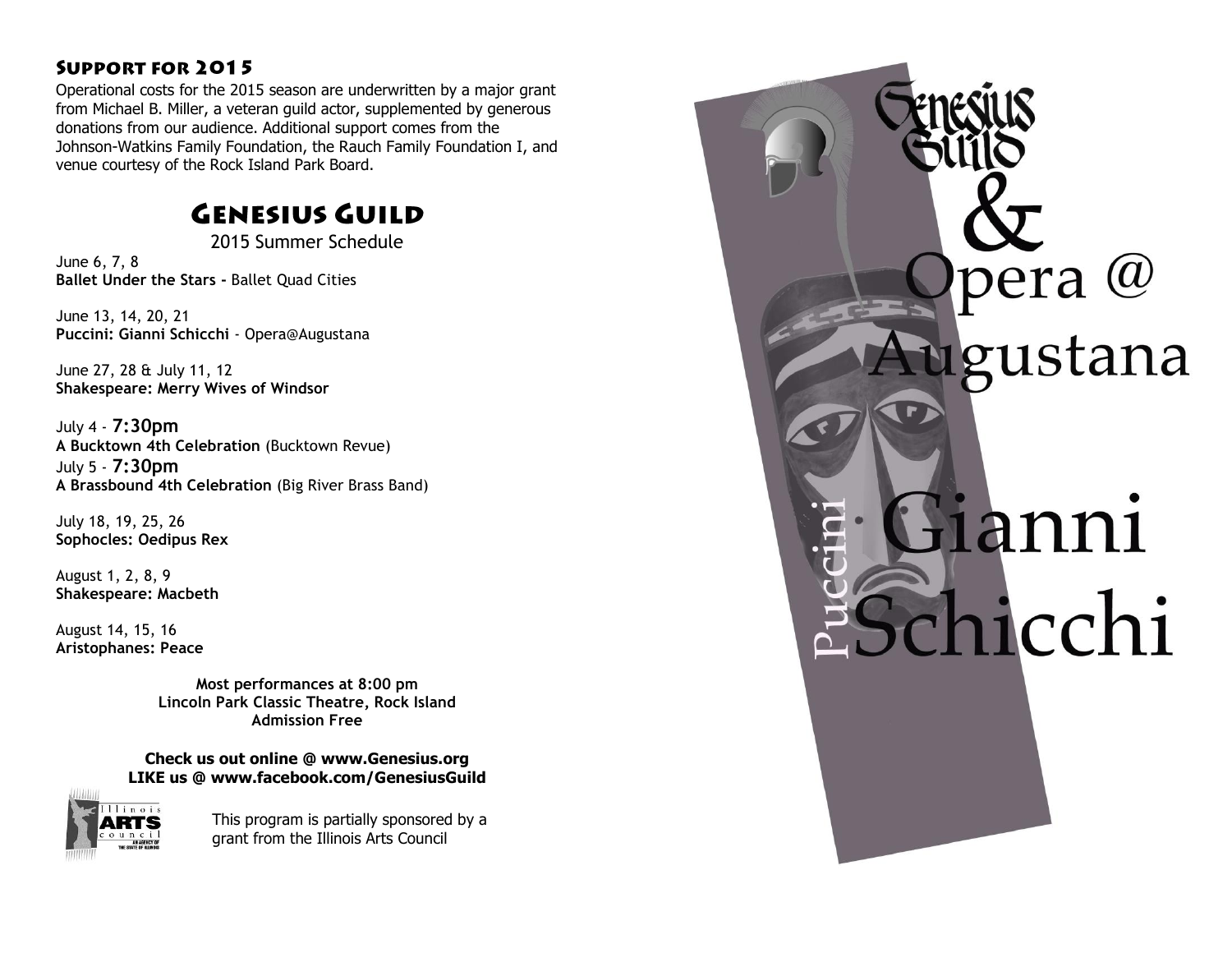## Support for 2015

Operational costs for the 2015 season are underwritten by a major grant from Michael B. Miller, a veteran guild actor, supplemented by generous donations from our audience. Additional support comes from the Johnson-Watkins Family Foundation, the Rauch Family Foundation I, and venue courtesy of the Rock Island Park Board.

## Genesius Guild

2015 Summer Schedule

June 6, 7, 8
**Ballet Under the Stars -** Ballet Quad Cities

June 13, 14, 20, 21
**Puccini: Gianni Schicchi** - Opera@Augustana

June 27, 28 & July 11, 12
**Shakespeare: Merry Wives of Windsor**

July 4 - **7:30pm**
**A Bucktown 4th Celebration** (Bucktown Revue)
July 5 - **7:30pm**
**A Brassbound 4th Celebration** (Big River Brass Band)

July 18, 19, 25, 26
**Sophocles: Oedipus Rex**

August 1, 2, 8, 9
**Shakespeare: Macbeth**

August 14, 15, 16
**Aristophanes: Peace**

**Most performances at 8:00 pm**
**Lincoln Park Classic Theatre, Rock Island**
**Admission Free**

**Check us out online @ www.Genesius.org**
**LIKE us @ www.facebook.com/GenesiusGuild**

Illinois ARTS council
AN AGENCY OF THE STATE OF ILLINOIS

This program is partially sponsored by a grant from the Illinois Arts Council

# Genesius Guild & Opera @ Augustana

Puccini

# Gianni Schicchi